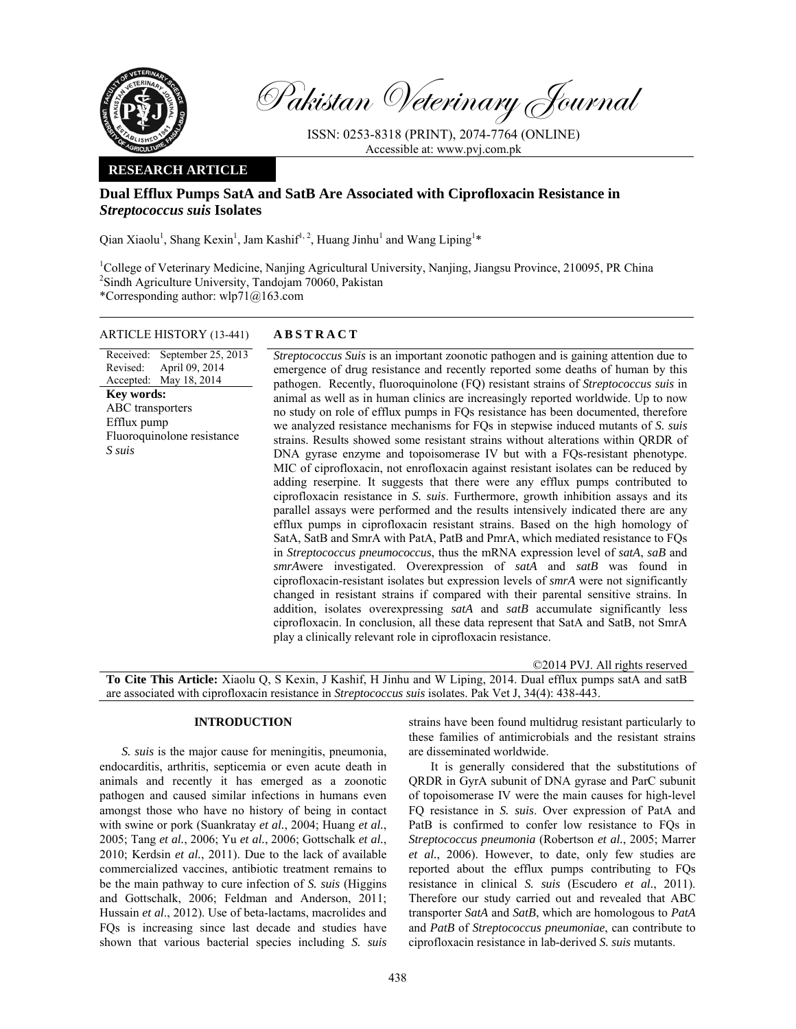Pakistan Veterinary Journal

ISSN: 0253-8318 (PRINT), 2074-7764 (ONLINE)
Accessible at: www.pvj.com.pk

**RESEARCH ARTICLE**

# Dual Efflux Pumps SatA and SatB Are Associated with Ciprofloxacin Resistance in *Streptococcus suis* Isolates

Qian Xiaolu[1], Shang Kexin[1], Jam Kashif[1, 2], Huang Jinhu[1] and Wang Liping[1]*

[1]College of Veterinary Medicine, Nanjing Agricultural University, Nanjing, Jiangsu Province, 210095, PR China
[2]Sindh Agriculture University, Tandojam 70060, Pakistan
*Corresponding author: wlp71@163.com

**ARTICLE HISTORY** (13-441)

Received: September 25, 2013
Revised: April 09, 2014
Accepted: May 18, 2014

**Key words:**
ABC transporters
Efflux pump
Fluoroquinolone resistance
*S suis*

## ABSTRACT

*Streptococcus Suis* is an important zoonotic pathogen and is gaining attention due to emergence of drug resistance and recently reported some deaths of human by this pathogen. Recently, fluoroquinolone (FQ) resistant strains of *Streptococcus suis* in animal as well as in human clinics are increasingly reported worldwide. Up to now no study on role of efflux pumps in FQs resistance has been documented, therefore we analyzed resistance mechanisms for FQs in stepwise induced mutants of *S. suis* strains. Results showed some resistant strains without alterations within QRDR of DNA gyrase enzyme and topoisomerase IV but with a FQs-resistant phenotype. MIC of ciprofloxacin, not enrofloxacin against resistant isolates can be reduced by adding reserpine. It suggests that there were any efflux pumps contributed to ciprofloxacin resistance in *S. suis*. Furthermore, growth inhibition assays and its parallel assays were performed and the results intensively indicated there are any efflux pumps in ciprofloxacin resistant strains. Based on the high homology of SatA, SatB and SmrA with PatA, PatB and PmrA, which mediated resistance to FQs in *Streptococcus pneumococcus*, thus the mRNA expression level of *satA*, *saB* and *smrA*were investigated. Overexpression of *satA* and *satB* was found in ciprofloxacin-resistant isolates but expression levels of *smrA* were not significantly changed in resistant strains if compared with their parental sensitive strains. In addition, isolates overexpressing *satA* and *satB* accumulate significantly less ciprofloxacin. In conclusion, all these data represent that SatA and SatB, not SmrA play a clinically relevant role in ciprofloxacin resistance.

©2014 PVJ. All rights reserved

**To Cite This Article:** Xiaolu Q, S Kexin, J Kashif, H Jinhu and W Liping, 2014. Dual efflux pumps satA and satB are associated with ciprofloxacin resistance in *Streptococcus suis* isolates. Pak Vet J, 34(4): 438-443.

## INTRODUCTION

*S. suis* is the major cause for meningitis, pneumonia, endocarditis, arthritis, septicemia or even acute death in animals and recently it has emerged as a zoonotic pathogen and caused similar infections in humans even amongst those who have no history of being in contact with swine or pork (Suankratay *et al.*, 2004; Huang *et al.*, 2005; Tang *et al.*, 2006; Yu *et al.*, 2006; Gottschalk *et al.*, 2010; Kerdsin *et al.*, 2011). Due to the lack of available commercialized vaccines, antibiotic treatment remains to be the main pathway to cure infection of *S. suis* (Higgins and Gottschalk, 2006; Feldman and Anderson, 2011; Hussain *et al*., 2012). Use of beta-lactams, macrolides and FQs is increasing since last decade and studies have shown that various bacterial species including *S. suis* strains have been found multidrug resistant particularly to these families of antimicrobials and the resistant strains are disseminated worldwide.

It is generally considered that the substitutions of QRDR in GyrA subunit of DNA gyrase and ParC subunit of topoisomerase IV were the main causes for high-level FQ resistance in *S. suis*. Over expression of PatA and PatB is confirmed to confer low resistance to FQs in *Streptococcus pneumonia* (Robertson *et al.*, 2005; Marrer *et al.*, 2006). However, to date, only few studies are reported about the efflux pumps contributing to FQs resistance in clinical *S. suis* (Escudero *et al*., 2011). Therefore our study carried out and revealed that ABC transporter *SatA* and *SatB*, which are homologous to *PatA* and *PatB* of *Streptococcus pneumoniae*, can contribute to ciprofloxacin resistance in lab-derived *S. suis* mutants.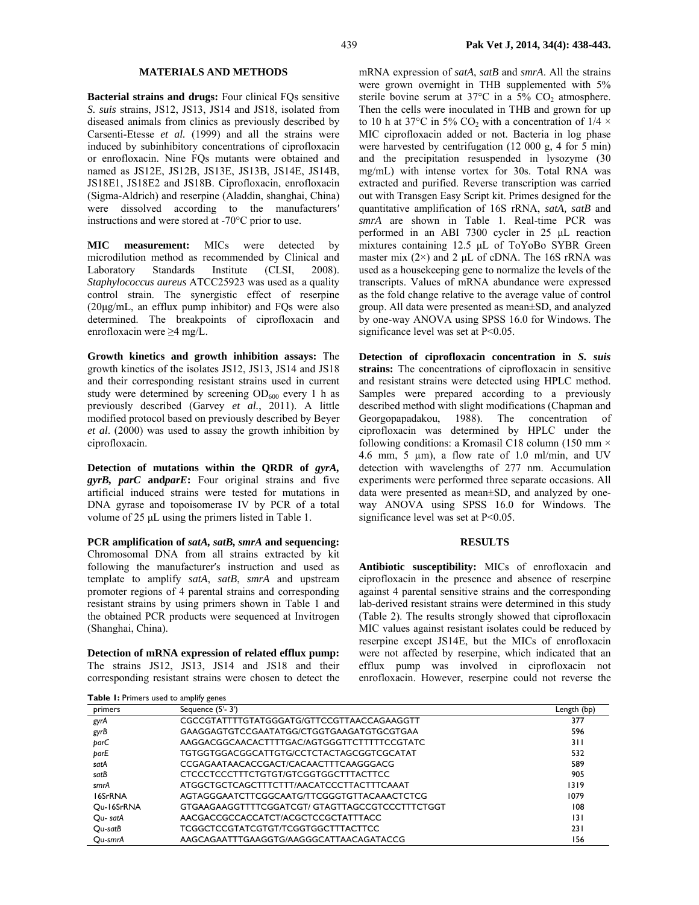## MATERIALS AND METHODS

**Bacterial strains and drugs:** Four clinical FQs sensitive *S. suis* strains, JS12, JS13, JS14 and JS18, isolated from diseased animals from clinics as previously described by Carsenti-Etesse *et al.* (1999) and all the strains were induced by subinhibitory concentrations of ciprofloxacin or enrofloxacin. Nine FQs mutants were obtained and named as JS12E, JS12B, JS13E, JS13B, JS14E, JS14B, JS18E1, JS18E2 and JS18B. Ciprofloxacin, enrofloxacin (Sigma-Aldrich) and reserpine (Aladdin, shanghai, China) were dissolved according to the manufacturers′ instructions and were stored at -70°C prior to use.

**MIC measurement:** MICs were detected by microdilution method as recommended by Clinical and Laboratory Standards Institute (CLSI, 2008). *Staphylococcus aureus* ATCC25923 was used as a quality control strain. The synergistic effect of reserpine (20μg/mL, an efflux pump inhibitor) and FQs were also determined. The breakpoints of ciprofloxacin and enrofloxacin were ≥4 mg/L.

**Growth kinetics and growth inhibition assays:** The growth kinetics of the isolates JS12, JS13, JS14 and JS18 and their corresponding resistant strains used in current study were determined by screening $OD_{600}$ every 1 h as previously described (Garvey *et al.*, 2011). A little modified protocol based on previously described by Beyer *et al*. (2000) was used to assay the growth inhibition by ciprofloxacin.

**Detection of mutations within the QRDR of *gyrA, gyrB, parC* and*parE*:** Four original strains and five artificial induced strains were tested for mutations in DNA gyrase and topoisomerase IV by PCR of a total volume of 25 μL using the primers listed in Table 1.

**PCR amplification of *satA, satB, smrA* and sequencing:** Chromosomal DNA from all strains extracted by kit following the manufacturer′s instruction and used as template to amplify *satA*, *satB*, *smrA* and upstream promoter regions of 4 parental strains and corresponding resistant strains by using primers shown in Table 1 and the obtained PCR products were sequenced at Invitrogen (Shanghai, China).

**Detection of mRNA expression of related efflux pump:** The strains JS12, JS13, JS14 and JS18 and their corresponding resistant strains were chosen to detect the mRNA expression of *satA*, *satB* and *smrA*. All the strains were grown overnight in THB supplemented with 5% sterile bovine serum at 37°C in a 5% $CO_2$ atmosphere. Then the cells were inoculated in THB and grown for up to 10 h at 37°C in 5% $CO_2$ with a concentration of 1/4 × MIC ciprofloxacin added or not. Bacteria in log phase were harvested by centrifugation (12 000 g, 4 for 5 min) and the precipitation resuspended in lysozyme (30 mg/mL) with intense vortex for 30s. Total RNA was extracted and purified. Reverse transcription was carried out with Transgen Easy Script kit. Primes designed for the quantitative amplification of 16S rRNA, *satA*, *satB* and *smrA* are shown in Table 1. Real-time PCR was performed in an ABI 7300 cycler in 25 μL reaction mixtures containing 12.5 μL of ToYoBo SYBR Green master mix (2×) and 2 μL of cDNA. The 16S rRNA was used as a housekeeping gene to normalize the levels of the transcripts. Values of mRNA abundance were expressed as the fold change relative to the average value of control group. All data were presented as mean±SD, and analyzed by one-way ANOVA using SPSS 16.0 for Windows. The significance level was set at P<0.05.

**Detection of ciprofloxacin concentration in *S. suis* strains:** The concentrations of ciprofloxacin in sensitive and resistant strains were detected using HPLC method. Samples were prepared according to a previously described method with slight modifications (Chapman and Georgopapadakou, 1988). The concentration of ciprofloxacin was determined by HPLC under the following conditions: a Kromasil C18 column (150 mm × 4.6 mm, 5 μm), a flow rate of 1.0 ml/min, and UV detection with wavelengths of 277 nm. Accumulation experiments were performed three separate occasions. All data were presented as mean±SD, and analyzed by one-way ANOVA using SPSS 16.0 for Windows. The significance level was set at P<0.05.

## RESULTS

**Antibiotic susceptibility:** MICs of enrofloxacin and ciprofloxacin in the presence and absence of reserpine against 4 parental sensitive strains and the corresponding lab-derived resistant strains were determined in this study (Table 2). The results strongly showed that ciprofloxacin MIC values against resistant isolates could be reduced by reserpine except JS14E, but the MICs of enrofloxacin were not affected by reserpine, which indicated that an efflux pump was involved in ciprofloxacin not enrofloxacin. However, reserpine could not reverse the

**Table 1:** Primers used to amplify genes

| primers | Sequence (5'- 3') | Length (bp) |
|---|---|---|
| *gyrA* | CGCCGTATTTTGTATGGATG/GTTCCGTTAACCAGAAGGTT | 377 |
| *gyrB* | GAAGGAGTGTCCGAATATGG/CTGGTGAAGATGTGCGTGAA | 596 |
| *parC* | AAGGACGGCAACACTTTTGAC/AGTGGGTTCTTTTTCCGTATC | 311 |
| *parE* | TGTGGTGGACGGCATTGTG/CCTCTACTAGCGGTCGCATAT | 532 |
| *satA* | CCGAGAATAACACCGACT/CACAACTTTCAAGGGACG | 589 |
| *satB* | CTCCCTCCCTTTCTGTGT/GTCGGTGGCTTTACTTCC | 905 |
| *smrA* | ATGGCTGCTCAGCTTTCTTT/AACATCCCTTACTTTCAAAT | 1319 |
| 16SrRNA | AGTAGGGAATCTTCGGCAATG/TTCGGGTGTTACAAACTCTCG | 1079 |
| Qu-16SrRNA | GTGAAGAAGGTTTTCGGATCGT/ GTAGTTAGCCGTCCCTTTCTGGT | 108 |
| Qu- *satA* | AACGACCGCCACCATCT/ACGCTCCGCTATTTACC | 131 |
| Qu-*satB* | TCGGCTCCGTATCGTGT/TCGGTGGCTTTACTTCC | 231 |
| Qu-*smrA* | AAGCAGAATTTGAAGGTG/AAGGGCATTAACAGATACCG | 156 |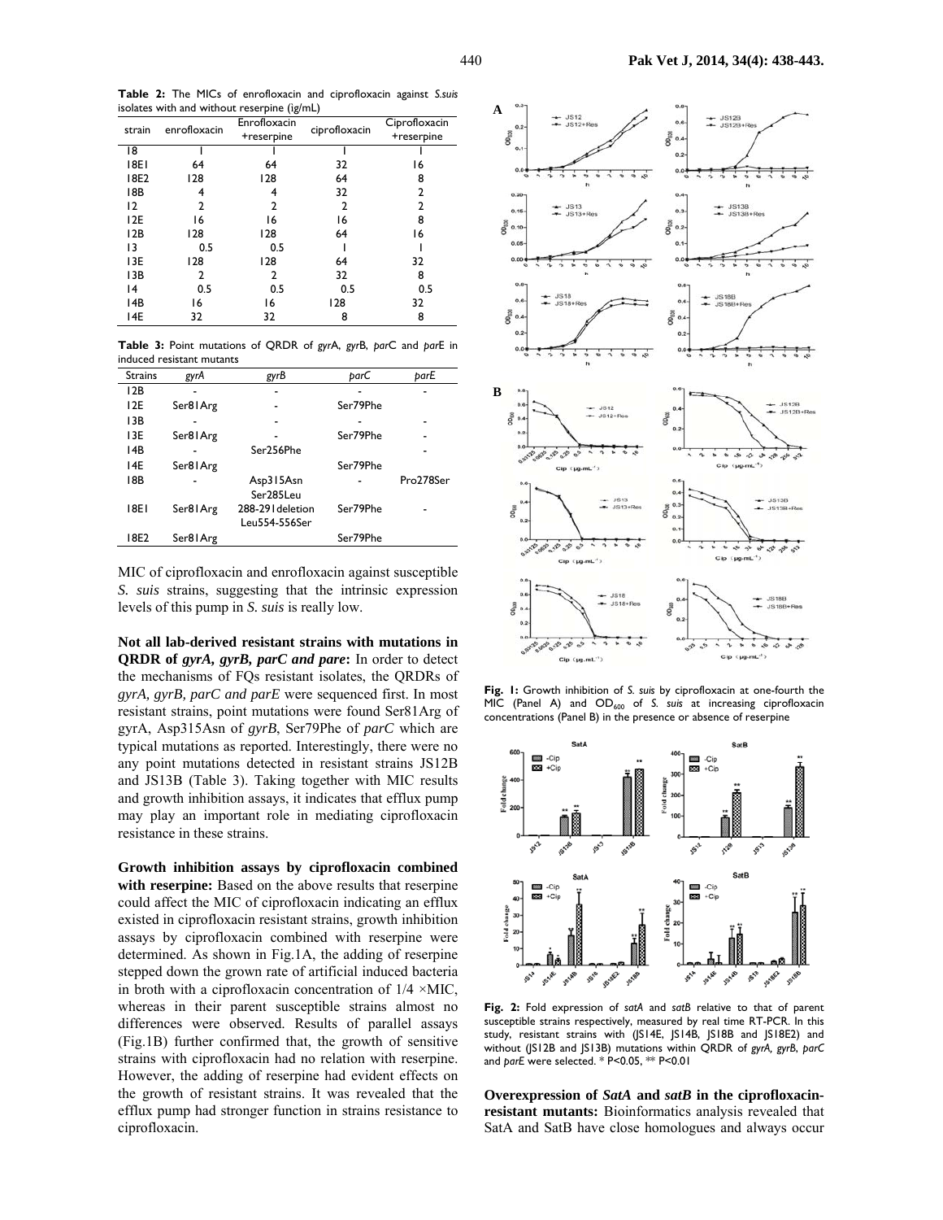**Table 2:** The MICs of enrofloxacin and ciprofloxacin against *S.suis* isolates with and without reserpine (ig/mL)

| strain | enrofloxacin | Enrofloxacin +reserpine | ciprofloxacin | Ciprofloxacin +reserpine |
|---|---|---|---|---|
| 18 | 1 | 1 | 1 | 1 |
| 18E1 | 64 | 64 | 32 | 16 |
| 18E2 | 128 | 128 | 64 | 8 |
| 18B | 4 | 4 | 32 | 2 |
| 12 | 2 | 2 | 2 | 2 |
| 12E | 16 | 16 | 16 | 8 |
| 12B | 128 | 128 | 64 | 16 |
| 13 | 0.5 | 0.5 | 1 | 1 |
| 13E | 128 | 128 | 64 | 32 |
| 13B | 2 | 2 | 32 | 8 |
| 14 | 0.5 | 0.5 | 0.5 | 0.5 |
| 14B | 16 | 16 | 128 | 32 |
| 14E | 32 | 32 | 8 | 8 |

**Table 3:** Point mutations of QRDR of *gyr*A, *gyr*B, *par*C and *par*E in induced resistant mutants

| Strains | *gyrA* | *gyrB* | *parC* | *parE* |
|---|---|---|---|---|
| 12B | - | - | - | - |
| 12E | Ser81Arg | - | Ser79Phe | - |
| 13B | - | - | - | - |
| 13E | Ser81Arg | - | Ser79Phe | - |
| 14B | - | Ser256Phe | | - |
| 14E | Ser81Arg | | Ser79Phe | |
| 18B | - | Asp315Asn Ser285Leu | - | Pro278Ser |
| 18E1 | Ser81Arg | 288-291deletion Leu554-556Ser | Ser79Phe | - |
| 18E2 | Ser81Arg | | Ser79Phe | |

MIC of ciprofloxacin and enrofloxacin against susceptible *S. suis* strains, suggesting that the intrinsic expression levels of this pump in *S. suis* is really low.

**Not all lab-derived resistant strains with mutations in QRDR of *gyrA, gyrB, parC and pare*:** In order to detect the mechanisms of FQs resistant isolates, the QRDRs of *gyrA, gyrB, parC and parE* were sequenced first. In most resistant strains, point mutations were found Ser81Arg of gyrA, Asp315Asn of *gyrB*, Ser79Phe of *parC* which are typical mutations as reported. Interestingly, there were no any point mutations detected in resistant strains JS12B and JS13B (Table 3). Taking together with MIC results and growth inhibition assays, it indicates that efflux pump may play an important role in mediating ciprofloxacin resistance in these strains.

**Growth inhibition assays by ciprofloxacin combined with reserpine:** Based on the above results that reserpine could affect the MIC of ciprofloxacin indicating an efflux existed in ciprofloxacin resistant strains, growth inhibition assays by ciprofloxacin combined with reserpine were determined. As shown in Fig.1A, the adding of reserpine stepped down the grown rate of artificial induced bacteria in broth with a ciprofloxacin concentration of 1/4 ×MIC, whereas in their parent susceptible strains almost no differences were observed. Results of parallel assays (Fig.1B) further confirmed that, the growth of sensitive strains with ciprofloxacin had no relation with reserpine. However, the adding of reserpine had evident effects on the growth of resistant strains. It was revealed that the efflux pump had stronger function in strains resistance to ciprofloxacin.

**Fig. 1:** Growth inhibition of *S. suis* by ciprofloxacin at one-fourth the MIC (Panel A) and $OD_{600}$ of *S. suis* at increasing ciprofloxacin concentrations (Panel B) in the presence or absence of reserpine

**Fig. 2:** Fold expression of *satA* and *satB* relative to that of parent susceptible strains respectively, measured by real time RT-PCR. In this study, resistant strains with (JS14E, JS14B, JS18B and JS18E2) and without (JS12B and JS13B) mutations within QRDR of *gyrA*, *gyrB*, *parC* and *parE* were selected. * $P<0.05$, ** $P<0.01$

**Overexpression of *SatA* and *satB* in the ciprofloxacin-resistant mutants:** Bioinformatics analysis revealed that SatA and SatB have close homologues and always occur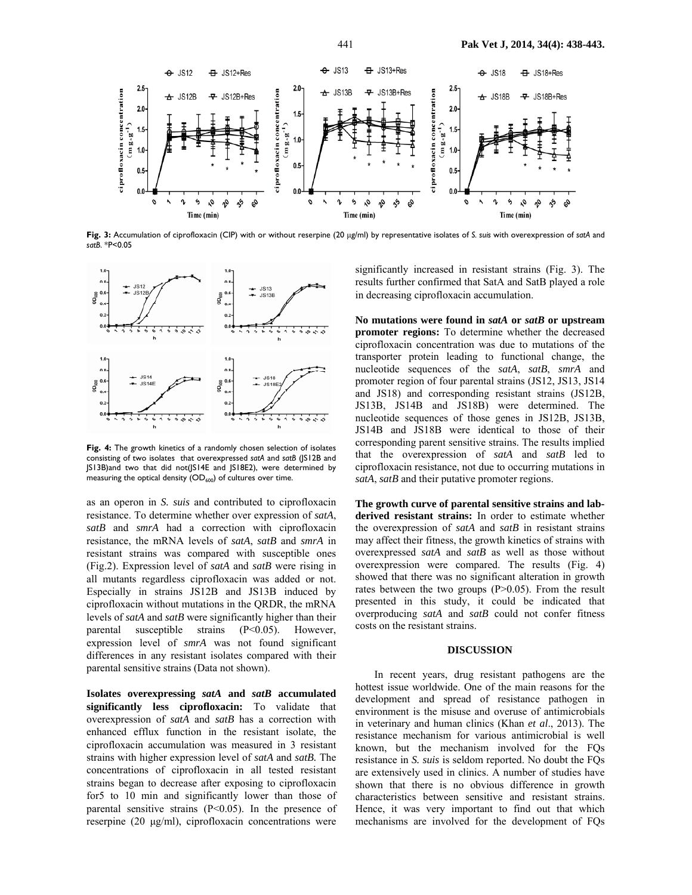Fig. 3: Accumulation of ciprofloxacin (CIP) with or without reserpine (20 μg/ml) by representative isolates of *S. suis* with overexpression of *satA* and *satB*. *P<0.05

Fig. 4: The growth kinetics of a randomly chosen selection of isolates consisting of two isolates that overexpressed *satA* and *satB* (JS12B and JS13B)and two that did not(JS14E and JS18E2), were determined by measuring the optical density ($OD_{600}$) of cultures over time.

as an operon in *S. suis* and contributed to ciprofloxacin resistance. To determine whether over expression of *satA*, *satB* and *smrA* had a correction with ciprofloxacin resistance, the mRNA levels of *satA*, *satB* and *smrA* in resistant strains was compared with susceptible ones (Fig.2). Expression level of *satA* and *satB* were rising in all mutants regardless ciprofloxacin was added or not. Especially in strains JS12B and JS13B induced by ciprofloxacin without mutations in the QRDR, the mRNA levels of *satA* and *satB* were significantly higher than their parental susceptible strains (P<0.05). However, expression level of *smrA* was not found significant differences in any resistant isolates compared with their parental sensitive strains (Data not shown).

**Isolates overexpressing *satA* and *satB* accumulated significantly less ciprofloxacin:** To validate that overexpression of *satA* and *satB* has a correction with enhanced efflux function in the resistant isolate, the ciprofloxacin accumulation was measured in 3 resistant strains with higher expression level of *satA* and *satB*. The concentrations of ciprofloxacin in all tested resistant strains began to decrease after exposing to ciprofloxacin for5 to 10 min and significantly lower than those of parental sensitive strains (P<0.05). In the presence of reserpine (20 μg/ml), ciprofloxacin concentrations were significantly increased in resistant strains (Fig. 3). The results further confirmed that SatA and SatB played a role in decreasing ciprofloxacin accumulation.

**No mutations were found in *satA* or *satB* or upstream promoter regions:** To determine whether the decreased ciprofloxacin concentration was due to mutations of the transporter protein leading to functional change, the nucleotide sequences of the *satA*, *satB*, *smrA* and promoter region of four parental strains (JS12, JS13, JS14 and JS18) and corresponding resistant strains (JS12B, JS13B, JS14B and JS18B) were determined. The nucleotide sequences of those genes in JS12B, JS13B, JS14B and JS18B were identical to those of their corresponding parent sensitive strains. The results implied that the overexpression of *satA* and *satB* led to ciprofloxacin resistance, not due to occurring mutations in *satA*, *satB* and their putative promoter regions.

**The growth curve of parental sensitive strains and lab-derived resistant strains:** In order to estimate whether the overexpression of *satA* and *satB* in resistant strains may affect their fitness, the growth kinetics of strains with overexpressed *satA* and *satB* as well as those without overexpression were compared. The results (Fig. 4) showed that there was no significant alteration in growth rates between the two groups (P>0.05). From the result presented in this study, it could be indicated that overproducing *satA* and *satB* could not confer fitness costs on the resistant strains.

## DISCUSSION

In recent years, drug resistant pathogens are the hottest issue worldwide. One of the main reasons for the development and spread of resistance pathogen in environment is the misuse and overuse of antimicrobials in veterinary and human clinics (Khan *et al*., 2013). The resistance mechanism for various antimicrobial is well known, but the mechanism involved for the FQs resistance in *S. suis* is seldom reported. No doubt the FQs are extensively used in clinics. A number of studies have shown that there is no obvious difference in growth characteristics between sensitive and resistant strains. Hence, it was very important to find out that which mechanisms are involved for the development of FQs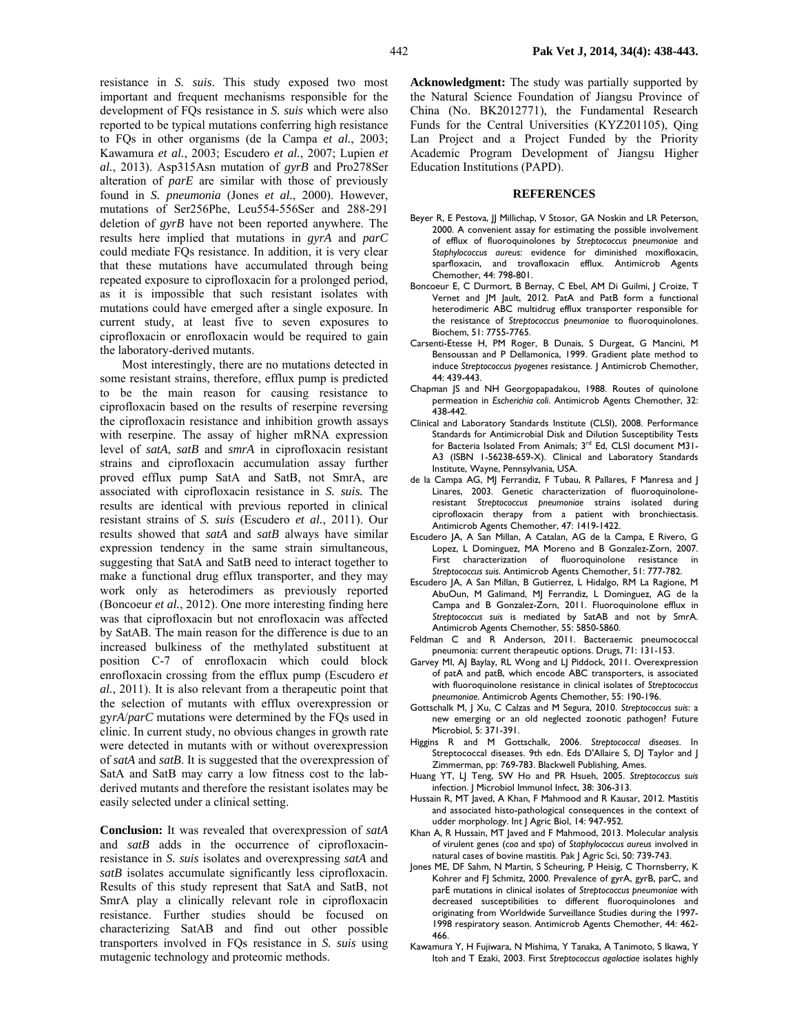resistance in *S. suis*. This study exposed two most important and frequent mechanisms responsible for the development of FQs resistance in *S. suis* which were also reported to be typical mutations conferring high resistance to FQs in other organisms (de la Campa *et al.*, 2003; Kawamura *et al.*, 2003; Escudero *et al.*, 2007; Lupien *et al.*, 2013). Asp315Asn mutation of *gyrB* and Pro278Ser alteration of *parE* are similar with those of previously found in *S. pneumonia* (Jones *et al.*, 2000). However, mutations of Ser256Phe, Leu554-556Ser and 288-291 deletion of *gyrB* have not been reported anywhere. The results here implied that mutations in *gyrA* and *parC* could mediate FQs resistance. In addition, it is very clear that these mutations have accumulated through being repeated exposure to ciprofloxacin for a prolonged period, as it is impossible that such resistant isolates with mutations could have emerged after a single exposure. In current study, at least five to seven exposures to ciprofloxacin or enrofloxacin would be required to gain the laboratory-derived mutants.

Most interestingly, there are no mutations detected in some resistant strains, therefore, efflux pump is predicted to be the main reason for causing resistance to ciprofloxacin based on the results of reserpine reversing the ciprofloxacin resistance and inhibition growth assays with reserpine. The assay of higher mRNA expression level of *satA*, *satB* and *smrA* in ciprofloxacin resistant strains and ciprofloxacin accumulation assay further proved efflux pump SatA and SatB, not SmrA, are associated with ciprofloxacin resistance in *S. suis.* The results are identical with previous reported in clinical resistant strains of *S. suis* (Escudero *et al.*, 2011). Our results showed that *satA* and *satB* always have similar expression tendency in the same strain simultaneous, suggesting that SatA and SatB need to interact together to make a functional drug efflux transporter, and they may work only as heterodimers as previously reported (Boncoeur *et al.*, 2012). One more interesting finding here was that ciprofloxacin but not enrofloxacin was affected by SatAB. The main reason for the difference is due to an increased bulkiness of the methylated substituent at position C-7 of enrofloxacin which could block enrofloxacin crossing from the efflux pump (Escudero *et al.*, 2011). It is also relevant from a therapeutic point that the selection of mutants with efflux overexpression or *gyrA*/*parC* mutations were determined by the FQs used in clinic. In current study, no obvious changes in growth rate were detected in mutants with or without overexpression of *satA* and *satB*. It is suggested that the overexpression of SatA and SatB may carry a low fitness cost to the lab-derived mutants and therefore the resistant isolates may be easily selected under a clinical setting.

**Conclusion:** It was revealed that overexpression of *satA* and *satB* adds in the occurrence of ciprofloxacin-resistance in *S. suis* isolates and overexpressing *satA* and *satB* isolates accumulate significantly less ciprofloxacin. Results of this study represent that SatA and SatB, not SmrA play a clinically relevant role in ciprofloxacin resistance. Further studies should be focused on characterizing SatAB and find out other possible transporters involved in FQs resistance in *S. suis* using mutagenic technology and proteomic methods.

**Acknowledgment:** The study was partially supported by the Natural Science Foundation of Jiangsu Province of China (No. BK2012771), the Fundamental Research Funds for the Central Universities (KYZ201105), Qing Lan Project and a Project Funded by the Priority Academic Program Development of Jiangsu Higher Education Institutions (PAPD).

## REFERENCES

Beyer R, E Pestova, JJ Millichap, V Stosor, GA Noskin and LR Peterson, 2000. A convenient assay for estimating the possible involvement of efflux of fluoroquinolones by *Streptococcus pneumoniae* and *Staphylococcus aureus*: evidence for diminished moxifloxacin, sparfloxacin, and trovafloxacin efflux. Antimicrob Agents Chemother, 44: 798-801.

Boncoeur E, C Durmort, B Bernay, C Ebel, AM Di Guilmi, J Croize, T Vernet and JM Jault, 2012. PatA and PatB form a functional heterodimeric ABC multidrug efflux transporter responsible for the resistance of *Streptococcus pneumoniae* to fluoroquinolones. Biochem, 51: 7755-7765.

Carsenti-Etesse H, PM Roger, B Dunais, S Durgeat, G Mancini, M Bensoussan and P Dellamonica, 1999. Gradient plate method to induce *Streptococcus pyogenes* resistance. J Antimicrob Chemother, 44: 439-443.

Chapman JS and NH Georgopapadakou, 1988. Routes of quinolone permeation in *Escherichia coli*. Antimicrob Agents Chemother, 32: 438-442.

Clinical and Laboratory Standards Institute (CLSI), 2008. Performance Standards for Antimicrobial Disk and Dilution Susceptibility Tests for Bacteria Isolated From Animals; 3rd Ed, CLSI document M31-A3 (ISBN 1-56238-659-X). Clinical and Laboratory Standards Institute, Wayne, Pennsylvania, USA.

de la Campa AG, MJ Ferrandiz, F Tubau, R Pallares, F Manresa and J Linares, 2003. Genetic characterization of fluoroquinolone-resistant *Streptococcus pneumoniae* strains isolated during ciprofloxacin therapy from a patient with bronchiectasis. Antimicrob Agents Chemother, 47: 1419-1422.

Escudero JA, A San Millan, A Catalan, AG de la Campa, E Rivero, G Lopez, L Dominguez, MA Moreno and B Gonzalez-Zorn, 2007. First characterization of fluoroquinolone resistance in *Streptococcus suis*. Antimicrob Agents Chemother, 51: 777-782.

Escudero JA, A San Millan, B Gutierrez, L Hidalgo, RM La Ragione, M AbuOun, M Galimand, MJ Ferrandiz, L Dominguez, AG de la Campa and B Gonzalez-Zorn, 2011. Fluoroquinolone efflux in *Streptococcus suis* is mediated by SatAB and not by SmrA. Antimicrob Agents Chemother, 55: 5850-5860.

Feldman C and R Anderson, 2011. Bacteraemic pneumococcal pneumonia: current therapeutic options. Drugs, 71: 131-153.

Garvey MI, AJ Baylay, RL Wong and LJ Piddock, 2011. Overexpression of patA and patB, which encode ABC transporters, is associated with fluoroquinolone resistance in clinical isolates of *Streptococcus pneumoniae*. Antimicrob Agents Chemother, 55: 190-196.

Gottschalk M, J Xu, C Calzas and M Segura, 2010. *Streptococcus suis*: a new emerging or an old neglected zoonotic pathogen? Future Microbiol, 5: 371-391.

Higgins R and M Gottschalk, 2006. *Streptococcal diseases*. In Streptococcal diseases. 9th edn. Eds D'Allaire S, DJ Taylor and J Zimmerman, pp: 769-783. Blackwell Publishing, Ames.

Huang YT, LJ Teng, SW Ho and PR Hsueh, 2005. *Streptococcus suis* infection. J Microbiol Immunol Infect, 38: 306-313.

Hussain R, MT Javed, A Khan, F Mahmood and R Kausar, 2012. Mastitis and associated histo-pathological consequences in the context of udder morphology. Int J Agric Biol, 14: 947-952.

Khan A, R Hussain, MT Javed and F Mahmood, 2013. Molecular analysis of virulent genes (*coa* and *spa*) of *Staphylococcus aureus* involved in natural cases of bovine mastitis. Pak J Agric Sci, 50: 739-743.

Jones ME, DF Sahm, N Martin, S Scheuring, P Heisig, C Thornsberry, K Kohrer and FJ Schmitz, 2000. Prevalence of gyrA, gyrB, parC, and parE mutations in clinical isolates of *Streptococcus pneumoniae* with decreased susceptibilities to different fluoroquinolones and originating from Worldwide Surveillance Studies during the 1997-1998 respiratory season. Antimicrob Agents Chemother, 44: 462-466.

Kawamura Y, H Fujiwara, N Mishima, Y Tanaka, A Tanimoto, S Ikawa, Y Itoh and T Ezaki, 2003. First *Streptococcus agalactiae* isolates highly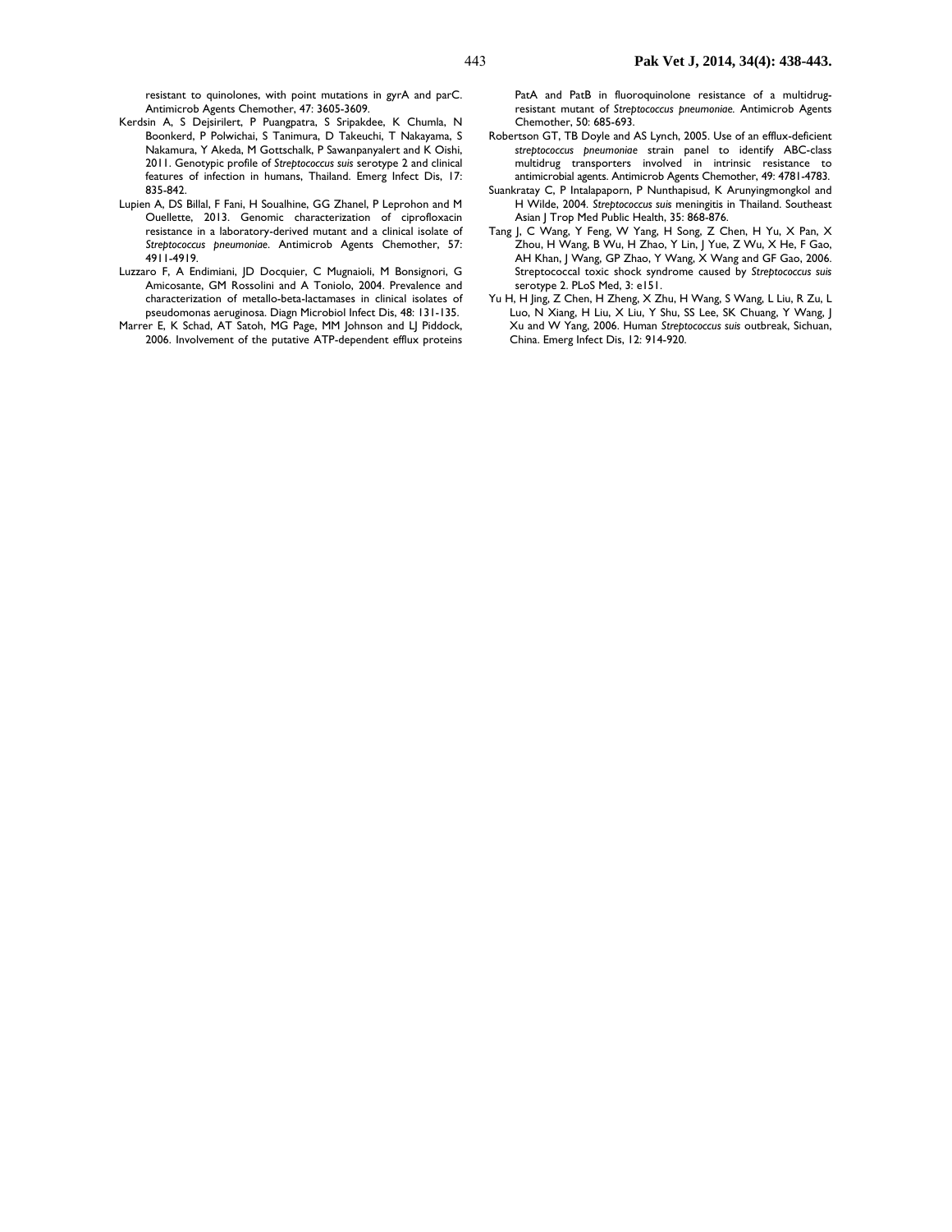resistant to quinolones, with point mutations in gyrA and parC. Antimicrob Agents Chemother, 47: 3605-3609.

Kerdsin A, S Dejsirilert, P Puangpatra, S Sripakdee, K Chumla, N Boonkerd, P Polwichai, S Tanimura, D Takeuchi, T Nakayama, S Nakamura, Y Akeda, M Gottschalk, P Sawanpanyalert and K Oishi, 2011. Genotypic profile of *Streptococcus suis* serotype 2 and clinical features of infection in humans, Thailand. Emerg Infect Dis, 17: 835-842.

Lupien A, DS Billal, F Fani, H Soualhine, GG Zhanel, P Leprohon and M Ouellette, 2013. Genomic characterization of ciprofloxacin resistance in a laboratory-derived mutant and a clinical isolate of *Streptococcus pneumoniae*. Antimicrob Agents Chemother, 57: 4911-4919.

Luzzaro F, A Endimiani, JD Docquier, C Mugnaioli, M Bonsignori, G Amicosante, GM Rossolini and A Toniolo, 2004. Prevalence and characterization of metallo-beta-lactamases in clinical isolates of pseudomonas aeruginosa. Diagn Microbiol Infect Dis, 48: 131-135.

Marrer E, K Schad, AT Satoh, MG Page, MM Johnson and LJ Piddock, 2006. Involvement of the putative ATP-dependent efflux proteins PatA and PatB in fluoroquinolone resistance of a multidrug-resistant mutant of *Streptococcus pneumoniae.* Antimicrob Agents Chemother, 50: 685-693.

Robertson GT, TB Doyle and AS Lynch, 2005. Use of an efflux-deficient *streptococcus pneumoniae* strain panel to identify ABC-class multidrug transporters involved in intrinsic resistance to antimicrobial agents. Antimicrob Agents Chemother, 49: 4781-4783.

Suankratay C, P Intalapaporn, P Nunthapisud, K Arunyingmongkol and H Wilde, 2004. *Streptococcus suis* meningitis in Thailand. Southeast Asian J Trop Med Public Health, 35: 868-876.

Tang J, C Wang, Y Feng, W Yang, H Song, Z Chen, H Yu, X Pan, X Zhou, H Wang, B Wu, H Zhao, Y Lin, J Yue, Z Wu, X He, F Gao, AH Khan, J Wang, GP Zhao, Y Wang, X Wang and GF Gao, 2006. Streptococcal toxic shock syndrome caused by *Streptococcus suis* serotype 2. PLoS Med, 3: e151.

Yu H, H Jing, Z Chen, H Zheng, X Zhu, H Wang, S Wang, L Liu, R Zu, L Luo, N Xiang, H Liu, X Liu, Y Shu, SS Lee, SK Chuang, Y Wang, J Xu and W Yang, 2006. Human *Streptococcus suis* outbreak, Sichuan, China. Emerg Infect Dis, 12: 914-920.